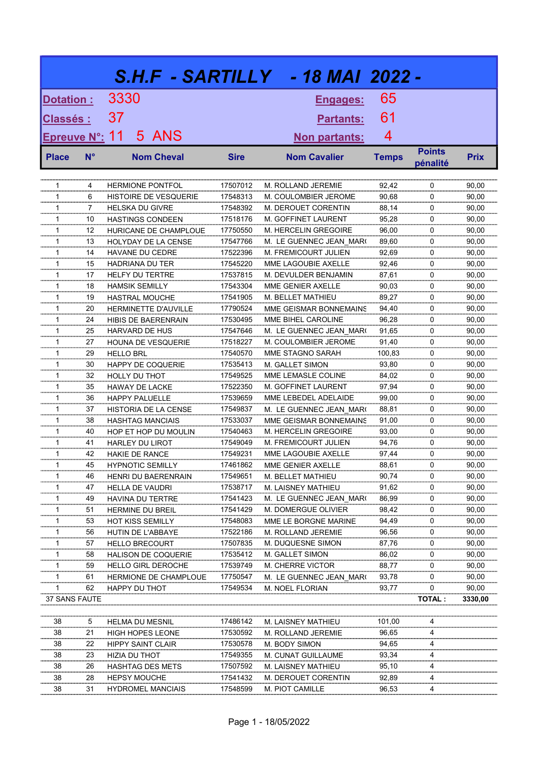# S.H.F - SARTILLY - 18 MAI 2022 -

**Dotation :** 3330 **Engages:** 65

**Classés :** 37 **Partants:** 61

**Epreuve N°:** 11 5 ANS **Non partants:** 4

| Place | N° | Nom Cheval | Sire | Nom Cavalier | Temps | Points pénalité | Prix |
|---|---|---|---|---|---|---|---|
| 1 | 4 | HERMIONE PONTFOL | 17507012 | M. ROLLAND JEREMIE | 92,42 | 0 | 90,00 |
| 1 | 6 | HISTOIRE DE VESQUERIE | 17548313 | M. COULOMBIER JEROME | 90,68 | 0 | 90,00 |
| 1 | 7 | HELSKA DU GIVRE | 17548392 | M. DEROUET CORENTIN | 88,14 | 0 | 90,00 |
| 1 | 10 | HASTINGS CONDEEN | 17518176 | M. GOFFINET LAURENT | 95,28 | 0 | 90,00 |
| 1 | 12 | HURICANE DE CHAMPLOUE | 17750550 | M. HERCELIN GREGOIRE | 96,00 | 0 | 90,00 |
| 1 | 13 | HOLYDAY DE LA CENSE | 17547766 | M. LE GUENNEC JEAN_MAR( | 89,60 | 0 | 90,00 |
| 1 | 14 | HAVANE DU CEDRE | 17522396 | M. FREMICOURT JULIEN | 92,69 | 0 | 90,00 |
| 1 | 15 | HADRIANA DU TER | 17545220 | MME LAGOUBIE AXELLE | 92,46 | 0 | 90,00 |
| 1 | 17 | HELFY DU TERTRE | 17537815 | M. DEVULDER BENJAMIN | 87,61 | 0 | 90,00 |
| 1 | 18 | HAMSIK SEMILLY | 17543304 | MME GENIER AXELLE | 90,03 | 0 | 90,00 |
| 1 | 19 | HASTRAL MOUCHE | 17541905 | M. BELLET MATHIEU | 89,27 | 0 | 90,00 |
| 1 | 20 | HERMINETTE D'AUVILLE | 17790524 | MME GEISMAR BONNEMAINS | 94,40 | 0 | 90,00 |
| 1 | 24 | HIBIS DE BAERENRAIN | 17530495 | MME BIHEL CAROLINE | 96,28 | 0 | 90,00 |
| 1 | 25 | HARVARD DE HUS | 17547646 | M. LE GUENNEC JEAN_MAR( | 91,65 | 0 | 90,00 |
| 1 | 27 | HOUNA DE VESQUERIE | 17518227 | M. COULOMBIER JEROME | 91,40 | 0 | 90,00 |
| 1 | 29 | HELLO BRL | 17540570 | MME STAGNO SARAH | 100,83 | 0 | 90,00 |
| 1 | 30 | HAPPY DE COQUERIE | 17535413 | M. GALLET SIMON | 93,80 | 0 | 90,00 |
| 1 | 32 | HOLLY DU THOT | 17549525 | MME LEMASLE COLINE | 84,02 | 0 | 90,00 |
| 1 | 35 | HAWAY DE LACKE | 17522350 | M. GOFFINET LAURENT | 97,94 | 0 | 90,00 |
| 1 | 36 | HAPPY PALUELLE | 17539659 | MME LEBEDEL ADELAIDE | 99,00 | 0 | 90,00 |
| 1 | 37 | HISTORIA DE LA CENSE | 17549837 | M. LE GUENNEC JEAN_MAR( | 88,81 | 0 | 90,00 |
| 1 | 38 | HASHTAG MANCIAIS | 17533037 | MME GEISMAR BONNEMAINS | 91,00 | 0 | 90,00 |
| 1 | 40 | HOP ET HOP DU MOULIN | 17540463 | M. HERCELIN GREGOIRE | 93,00 | 0 | 90,00 |
| 1 | 41 | HARLEY DU LIROT | 17549049 | M. FREMICOURT JULIEN | 94,76 | 0 | 90,00 |
| 1 | 42 | HAKIE DE RANCE | 17549231 | MME LAGOUBIE AXELLE | 97,44 | 0 | 90,00 |
| 1 | 45 | HYPNOTIC SEMILLY | 17461862 | MME GENIER AXELLE | 88,61 | 0 | 90,00 |
| 1 | 46 | HENRI DU BAERENRAIN | 17549651 | M. BELLET MATHIEU | 90,74 | 0 | 90,00 |
| 1 | 47 | HELLA DE VAUDRI | 17538717 | M. LAISNEY MATHIEU | 91,62 | 0 | 90,00 |
| 1 | 49 | HAVINA DU TERTRE | 17541423 | M. LE GUENNEC JEAN_MAR( | 86,99 | 0 | 90,00 |
| 1 | 51 | HERMINE DU BREIL | 17541429 | M. DOMERGUE OLIVIER | 98,42 | 0 | 90,00 |
| 1 | 53 | HOT KISS SEMILLY | 17548083 | MME LE BORGNE MARINE | 94,49 | 0 | 90,00 |
| 1 | 56 | HUTIN DE L'ABBAYE | 17522186 | M. ROLLAND JEREMIE | 96,56 | 0 | 90,00 |
| 1 | 57 | HELLO BRECOURT | 17507835 | M. DUQUESNE SIMON | 87,76 | 0 | 90,00 |
| 1 | 58 | HALISON DE COQUERIE | 17535412 | M. GALLET SIMON | 86,02 | 0 | 90,00 |
| 1 | 59 | HELLO GIRL DEROCHE | 17539749 | M. CHERRE VICTOR | 88,77 | 0 | 90,00 |
| 1 | 61 | HERMIONE DE CHAMPLOUE | 17750547 | M. LE GUENNEC JEAN_MAR( | 93,78 | 0 | 90,00 |
| 1 | 62 | HAPPY DU THOT | 17549534 | M. NOEL FLORIAN | 93,77 | 0 | 90,00 |
| 37 SANS FAUTE | | | | | | TOTAL : | 3330,00 |
| 38 | 5 | HELMA DU MESNIL | 17486142 | M. LAISNEY MATHIEU | 101,00 | 4 | |
| 38 | 21 | HIGH HOPES LEONE | 17530592 | M. ROLLAND JEREMIE | 96,65 | 4 | |
| 38 | 22 | HIPPY SAINT CLAIR | 17530578 | M. BODY SIMON | 94,65 | 4 | |
| 38 | 23 | HIZIA DU THOT | 17549355 | M. CUNAT GUILLAUME | 93,34 | 4 | |
| 38 | 26 | HASHTAG DES METS | 17507592 | M. LAISNEY MATHIEU | 95,10 | 4 | |
| 38 | 28 | HEPSY MOUCHE | 17541432 | M. DEROUET CORENTIN | 92,89 | 4 | |
| 38 | 31 | HYDROMEL MANCIAIS | 17548599 | M. PIOT CAMILLE | 96,53 | 4 | |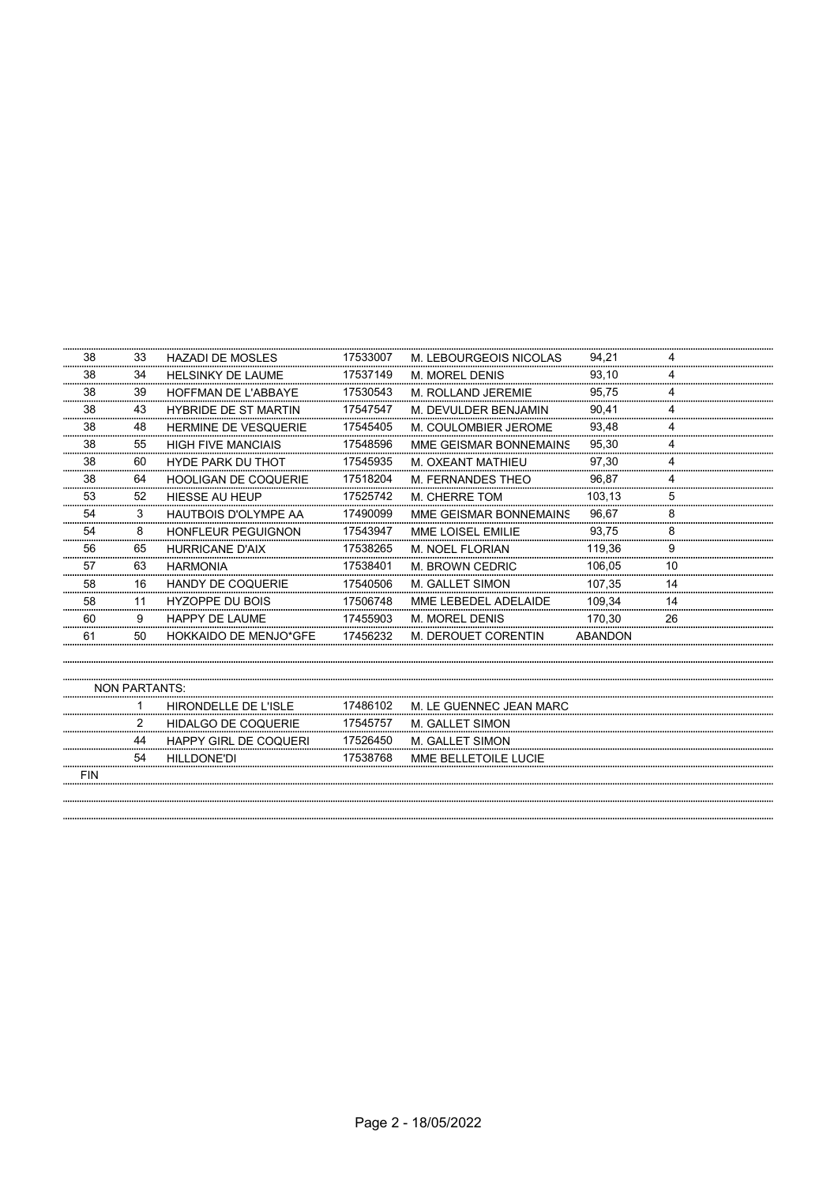| | | | | | | |
|---|---|---|---|---|---|---|
| 38 | 33 | HAZADI DE MOSLES | 17533007 | M. LEBOURGEOIS NICOLAS | 94,21 | 4 |
| 38 | 34 | HELSINKY DE LAUME | 17537149 | M. MOREL DENIS | 93,10 | 4 |
| 38 | 39 | HOFFMAN DE L'ABBAYE | 17530543 | M. ROLLAND JEREMIE | 95,75 | 4 |
| 38 | 43 | HYBRIDE DE ST MARTIN | 17547547 | M. DEVULDER BENJAMIN | 90,41 | 4 |
| 38 | 48 | HERMINE DE VESQUERIE | 17545405 | M. COULOMBIER JEROME | 93,48 | 4 |
| 38 | 55 | HIGH FIVE MANCIAIS | 17548596 | MME GEISMAR BONNEMAINS | 95,30 | 4 |
| 38 | 60 | HYDE PARK DU THOT | 17545935 | M. OXEANT MATHIEU | 97,30 | 4 |
| 38 | 64 | HOOLIGAN DE COQUERIE | 17518204 | M. FERNANDES THEO | 96,87 | 4 |
| 53 | 52 | HIESSE AU HEUP | 17525742 | M. CHERRE TOM | 103,13 | 5 |
| 54 | 3 | HAUTBOIS D'OLYMPE AA | 17490099 | MME GEISMAR BONNEMAINS | 96,67 | 8 |
| 54 | 8 | HONFLEUR PEGUIGNON | 17543947 | MME LOISEL EMILIE | 93,75 | 8 |
| 56 | 65 | HURRICANE D'AIX | 17538265 | M. NOEL FLORIAN | 119,36 | 9 |
| 57 | 63 | HARMONIA | 17538401 | M. BROWN CEDRIC | 106,05 | 10 |
| 58 | 16 | HANDY DE COQUERIE | 17540506 | M. GALLET SIMON | 107,35 | 14 |
| 58 | 11 | HYZOPPE DU BOIS | 17506748 | MME LEBEDEL ADELAIDE | 109,34 | 14 |
| 60 | 9 | HAPPY DE LAUME | 17455903 | M. MOREL DENIS | 170,30 | 26 |
| 61 | 50 | HOKKAIDO DE MENJO*GFE | 17456232 | M. DEROUET CORENTIN | ABANDON | |

NON PARTANTS:

| | | | |
|---|---|---|---|
| 1 | HIRONDELLE DE L'ISLE | 17486102 | M. LE GUENNEC JEAN MARC |
| 2 | HIDALGO DE COQUERIE | 17545757 | M. GALLET SIMON |
| 44 | HAPPY GIRL DE COQUERI | 17526450 | M. GALLET SIMON |
| 54 | HILLDONE'DI | 17538768 | MME BELLETOILE LUCIE |

FIN